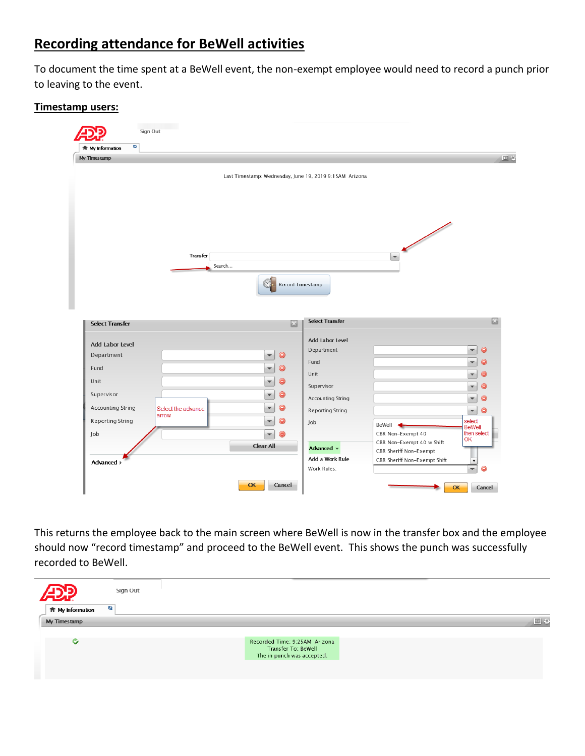# Recording attendance for BeWell activities

To document the time spent at a BeWell event, the non-exempt employee would need to record a punch prior to leaving to the event.

## Timestamp users:

This returns the employee back to the main screen where BeWell is now in the transfer box and the employee should now "record timestamp" and proceed to the BeWell event. This shows the punch was successfully recorded to BeWell.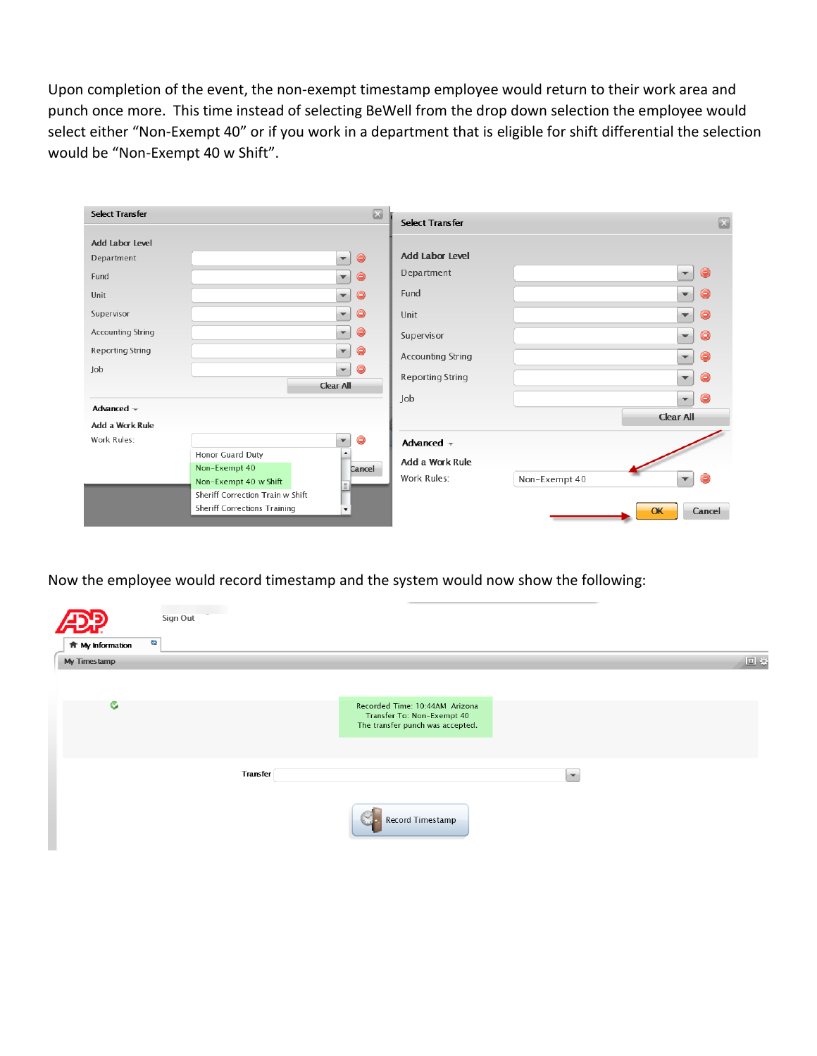Upon completion of the event, the non-exempt timestamp employee would return to their work area and punch once more. This time instead of selecting BeWell from the drop down selection the employee would select either "Non-Exempt 40" or if you work in a department that is eligible for shift differential the selection would be "Non-Exempt 40 w Shift".

Now the employee would record timestamp and the system would now show the following: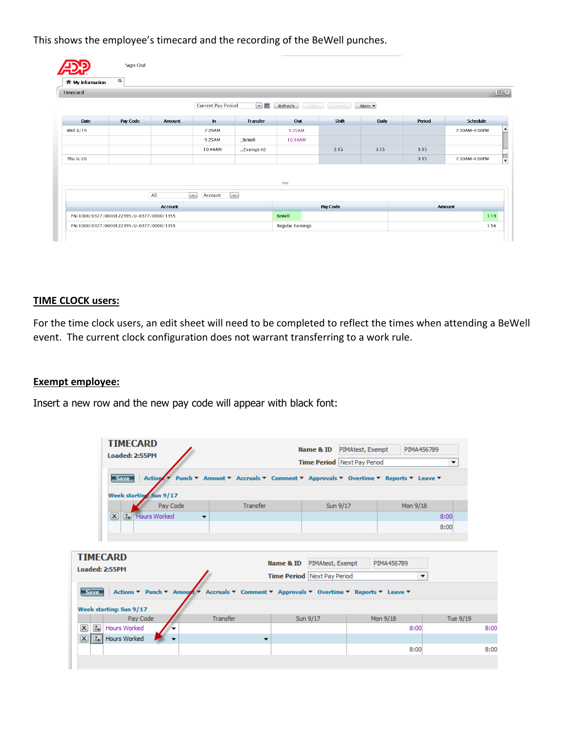This shows the employee's timecard and the recording of the BeWell punches.

## TIME CLOCK users:

For the time clock users, an edit sheet will need to be completed to reflect the times when attending a BeWell event. The current clock configuration does not warrant transferring to a work rule.

## Exempt employee:

Insert a new row and the new pay code will appear with black font: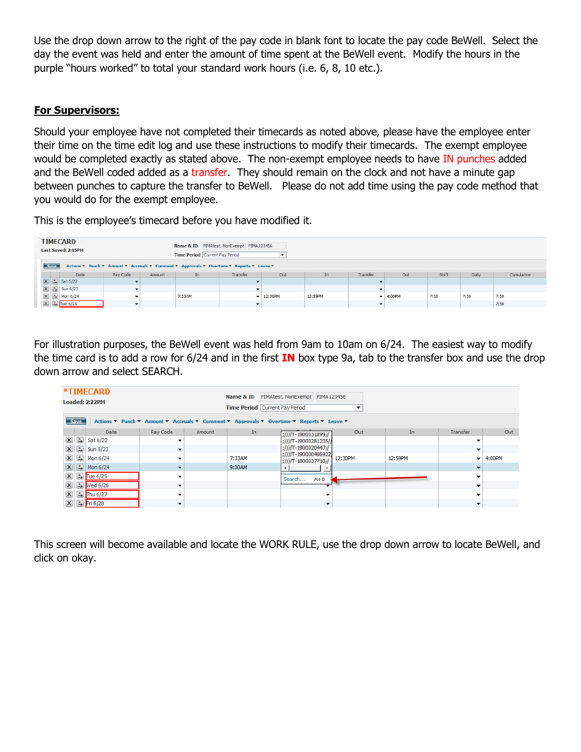Use the drop down arrow to the right of the pay code in blank font to locate the pay code BeWell. Select the day the event was held and enter the amount of time spent at the BeWell event. Modify the hours in the purple "hours worked" to total your standard work hours (i.e. 6, 8, 10 etc.).

**For Supervisors:**

Should your employee have not completed their timecards as noted above, please have the employee enter their time on the time edit log and use these instructions to modify their timecards. The exempt employee would be completed exactly as stated above. The non-exempt employee needs to have IN punches added and the BeWell coded added as a transfer. They should remain on the clock and not have a minute gap between punches to capture the transfer to BeWell. Please do not add time using the pay code method that you would do for the exempt employee.

This is the employee's timecard before you have modified it.

TIMECARD
Last Saved: 2:15PM

Name & ID: PIMAtest, NonExempt | PIMA123456
Time Period: Current Pay Period

| Date | Pay Code | Amount | In | Transfer | Out | In | Transfer | Out | Shift | Daily | Cumulative |
|---|---|---|---|---|---|---|---|---|---|---|---|
| Sat 6/22 | | | | | | | | | | | |
| Sun 6/23 | | | | | | | | | | | |
| Mon 6/24 | | | 7:33AM | | 12:30PM | 12:59PM | | 4:00PM | 7:58 | 7:58 | 7:58 |
| Tue 6/25 | | | | | | | | | | | 7:58 |

For illustration purposes, the BeWell event was held from 9am to 10am on 6/24. The easiest way to modify the time card is to add a row for 6/24 and in the first **IN** box type 9a, tab to the transfer box and use the drop down arrow and select SEARCH.

*TIMECARD
Loaded: 2:22PM

Name & ID: PIMAtest, NonExempt | PIMA123456
Time Period: Current Pay Period

| Date | Pay Code | Amount | In | Transfer | Out | In | Transfer | Out |
|---|---|---|---|---|---|---|---|---|
| Sat 6/22 | | | | ;////T-1900031899// | | | | |
| Sun 6/23 | | | | ;////T-19000281235// | | | | |
| Mon 6/24 | | | 7:33AM | ;////T-1900020447// ;////T-190000406922 | 12:30PM | 12:59PM | | 4:00PM |
| Mon 6/24 | | | 9:00AM | ;////T-1800037710// | | | | |
| Tue 6/25 | | | | Search... Alt-S | | | | |
| Wed 6/26 | | | | | | | | |
| Thu 6/27 | | | | | | | | |
| Fri 6/28 | | | | | | | | |

This screen will become available and locate the WORK RULE, use the drop down arrow to locate BeWell, and click on okay.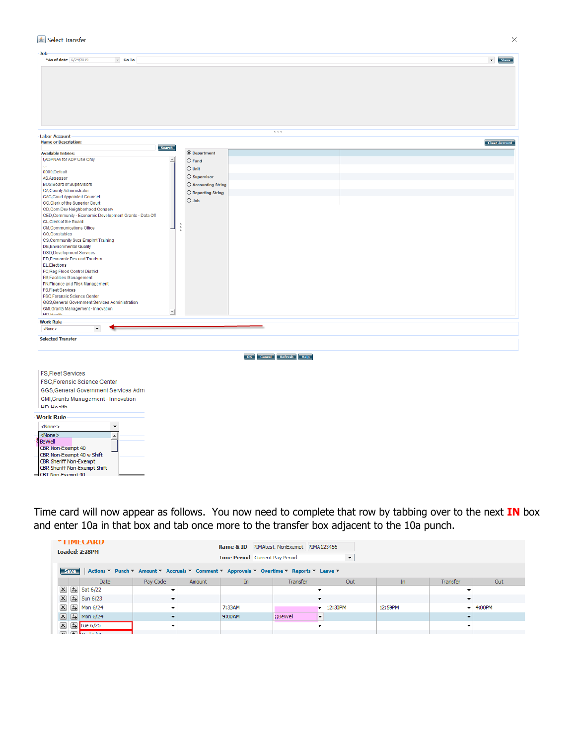Select Transfer

**Job**

*As of date 6/24/2019 Go To Show

**Labor Account**

Name or Description: Search Clear Account

Available Entries:

- !,ADPNAV for ADP Use Only
- -,-
- 0000,Default
- AS,Assessor
- BOS,Board of Supervisors
- CA,County Administrator
- CAC,Court Appointed Counsel
- CC,Clerk of the Superior Court
- CD,Com Dev Neighborhood Conserv
- CED,Community - Economic Development Grants - Data Off
- CL,Clerk of the Board
- CM,Communications Office
- CO,Constables
- CS,Community Svcs Emplmt Training
- DE,Environmental Quality
- DSD,Development Services
- ED,Economic Dev and Tourism
- EL,Elections
- FC,Reg Flood Control District
- FM,Facilities Management
- FN,Finance and Risk Management
- FS,Fleet Services
- FSC,Forensic Science Center
- GGS,General Government Services Administration
- GMI,Grants Management - Innovation
- HD,Health

Department / Fund / Unit / Supervisor / Accounting String / Reporting String / Job

**Work Rule**

<None>

**Selected Transfer**

OK Cancel Refresh Help

- FS,Fleet Services
- FSC,Forensic Science Center
- GGS,General Government Services Adm
- GMI,Grants Management - Innovation
- HD,Health

**Work Rule**

<None>

- <None>
- BeWell
- CBR Non-Exempt 40
- CBR Non-Exempt 40 w Shift
- CBR Sheriff Non-Exempt
- CBR Sheriff Non-Exempt Shift
- CBT Non-Exempt 40

Time card will now appear as follows. You now need to complete that row by tabbing over to the next **IN** box and enter 10a in that box and tab once more to the transfer box adjacent to the 10a punch.

*TIMECARD

Loaded: 2:28PM

Name & ID: PIMAtest, NonExempt PIMA123456

Time Period: Current Pay Period

Save | Actions | Punch | Amount | Accruals | Comment | Approvals | Overtime | Reports | Leave

| Date | Pay Code | Amount | In | Transfer | Out | In | Transfer | Out |
|---|---|---|---|---|---|---|---|---|
| Sat 6/22 | | | | | | | | |
| Sun 6/23 | | | | | | | | |
| Mon 6/24 | | | 7:33AM | | 12:30PM | 12:59PM | | 4:00PM |
| Mon 6/24 | | | 9:00AM | ;;BeWel | | | | |
| Tue 6/25 | | | | | | | | |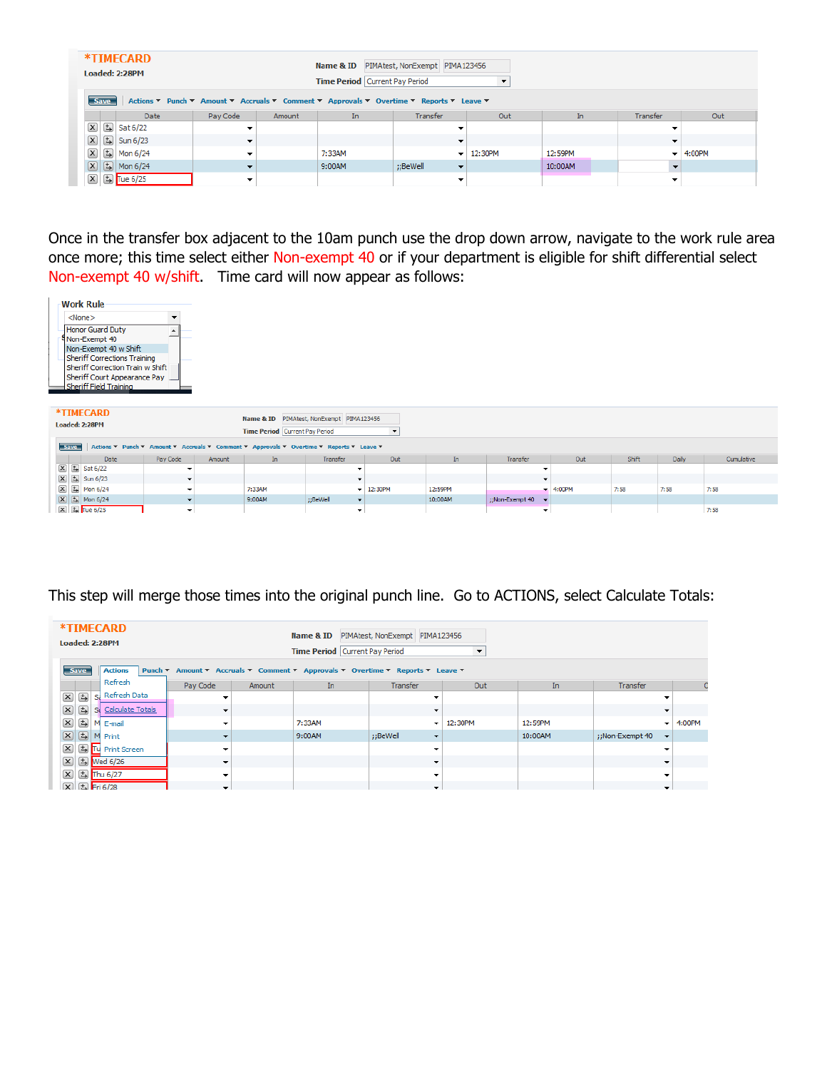**\*TIMECARD**

Loaded: 2:28PM

Name & ID: PIMAtest, NonExempt | PIMA123456

Time Period: Current Pay Period

Save | Actions | Punch | Amount | Accruals | Comment | Approvals | Overtime | Reports | Leave

| Date | Pay Code | Amount | In | Transfer | Out | In | Transfer | Out |
|---|---|---|---|---|---|---|---|---|
| Sat 6/22 | | | | | | | | |
| Sun 6/23 | | | | | | | | |
| Mon 6/24 | | | 7:33AM | | 12:30PM | 12:59PM | | 4:00PM |
| Mon 6/24 | | | 9:00AM | ;;BeWell | | 10:00AM | | |
| Tue 6/25 | | | | | | | | |

Once in the transfer box adjacent to the 10am punch use the drop down arrow, navigate to the work rule area once more; this time select either Non-exempt 40 or if your department is eligible for shift differential select Non-exempt 40 w/shift. Time card will now appear as follows:

**Work Rule**

<None>

- Honor Guard Duty
- Non-Exempt 40
- Non-Exempt 40 w Shift
- Sheriff Corrections Training
- Sheriff Correction Train w Shift
- Sheriff Court Appearance Pay
- Sheriff Field Training

**\*TIMECARD**

Loaded: 2:28PM

Name & ID: PIMAtest, NonExempt | PIMA123456

Time Period: Current Pay Period

Save | Actions | Punch | Amount | Accruals | Comment | Approvals | Overtime | Reports | Leave

| Date | Pay Code | Amount | In | Transfer | Out | In | Transfer | Out | Shift | Daily | Cumulative |
|---|---|---|---|---|---|---|---|---|---|---|---|
| Sat 6/22 | | | | | | | | | | | |
| Sun 6/23 | | | | | | | | | | | |
| Mon 6/24 | | | 7:33AM | | 12:30PM | 12:59PM | | 4:00PM | 7:58 | 7:58 | 7:58 |
| Mon 6/24 | | | 9:00AM | ;;BeWell | | 10:00AM | ;;Non-Exempt 40 | | | | |
| Tue 6/25 | | | | | | | | | | | 7:58 |

This step will merge those times into the original punch line. Go to ACTIONS, select Calculate Totals:

**\*TIMECARD**

Loaded: 2:28PM

Name & ID: PIMAtest, NonExempt | PIMA123456

Time Period: Current Pay Period

Save | Actions | Punch | Amount | Accruals | Comment | Approvals | Overtime | Reports | Leave

Actions menu:
- Refresh
- Refresh Data
- Calculate Totals
- E-mail
- Print
- Print Screen

| Date | Pay Code | Amount | In | Transfer | Out | In | Transfer | Out |
|---|---|---|---|---|---|---|---|---|
| Sat 6/22 | | | | | | | | |
| Sun 6/23 | | | | | | | | |
| Mon 6/24 | | | 7:33AM | | 12:30PM | 12:59PM | | 4:00PM |
| Mon 6/24 | | | 9:00AM | ;;BeWell | | 10:00AM | ;;Non-Exempt 40 | |
| Tue 6/25 | | | | | | | | |
| Wed 6/26 | | | | | | | | |
| Thu 6/27 | | | | | | | | |
| Fri 6/28 | | | | | | | | |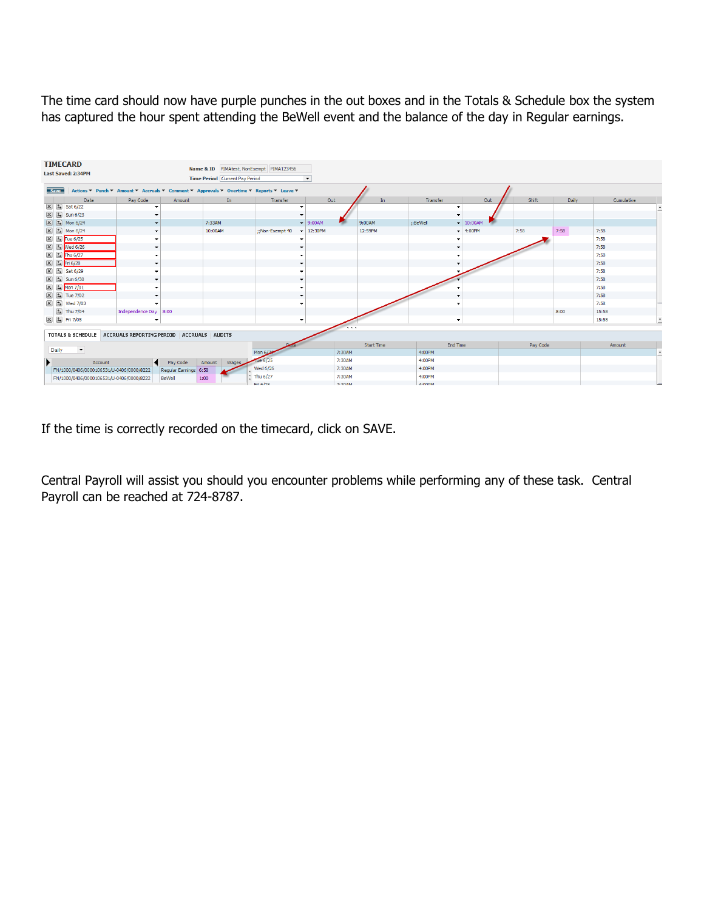The time card should now have purple punches in the out boxes and in the Totals & Schedule box the system has captured the hour spent attending the BeWell event and the balance of the day in Regular earnings.

**TIMECARD**
Last Saved: 2:34PM

Name & ID: PIMAtest, NonExempt | PIMA123456
Time Period: Current Pay Period

Save | Actions ▾ | Punch ▾ | Amount ▾ | Accruals ▾ | Comment ▾ | Approvals ▾ | Overtime ▾ | Reports ▾ | Leave ▾

| Date | Pay Code | Amount | In | Transfer | Out | In | Transfer | Out | Shift | Daily | Cumulative |
|---|---|---|---|---|---|---|---|---|---|---|---|
| Sat 6/22 | | | | | | | | | | | |
| Sun 6/23 | | | | | | | | | | | |
| Mon 6/24 | | | 7:33AM | | 9:00AM | 9:00AM | ;;BeWell | 10:00AM | | | |
| Mon 6/24 | | | 10:00AM | ;;Non-Exempt 40 | 12:30PM | 12:59PM | | 4:00PM | 7:58 | 7:58 | 7:58 |
| Tue 6/25 | | | | | | | | | | | 7:58 |
| Wed 6/26 | | | | | | | | | | | 7:58 |
| Thu 6/27 | | | | | | | | | | | 7:58 |
| Fri 6/28 | | | | | | | | | | | 7:58 |
| Sat 6/29 | | | | | | | | | | | 7:58 |
| Sun 6/30 | | | | | | | | | | | 7:58 |
| Mon 7/01 | | | | | | | | | | | 7:58 |
| Tue 7/02 | | | | | | | | | | | 7:58 |
| Wed 7/03 | | | | | | | | | | | 7:58 |
| Thu 7/04 | Independence Day | 8:00 | | | | | | | | 8:00 | 15:58 |
| Fri 7/05 | | | | | | | | | | | 15:58 |

TOTALS & SCHEDULE | ACCRUALS REPORTING PERIOD | ACCRUALS | AUDITS

Daily

| Account | Pay Code | Amount | Wages |
|---|---|---|---|
| FN/1000/0406/0000106531/U-0406/0000/8222 | Regular Earnings | 6:58 | |
| FN/1000/0406/0000106531/U-0406/0000/8222 | BeWell | 1:00 | |

| Date | Start Time | End Time | Pay Code | Amount |
|---|---|---|---|---|
| Mon 6/24 | 7:30AM | 4:00PM | | |
| Tue 6/25 | 7:30AM | 4:00PM | | |
| Wed 6/26 | 7:30AM | 4:00PM | | |
| Thu 6/27 | 7:30AM | 4:00PM | | |
| Fri 6/28 | 7:30AM | 4:00PM | | |

If the time is correctly recorded on the timecard, click on SAVE.

Central Payroll will assist you should you encounter problems while performing any of these task. Central Payroll can be reached at 724-8787.